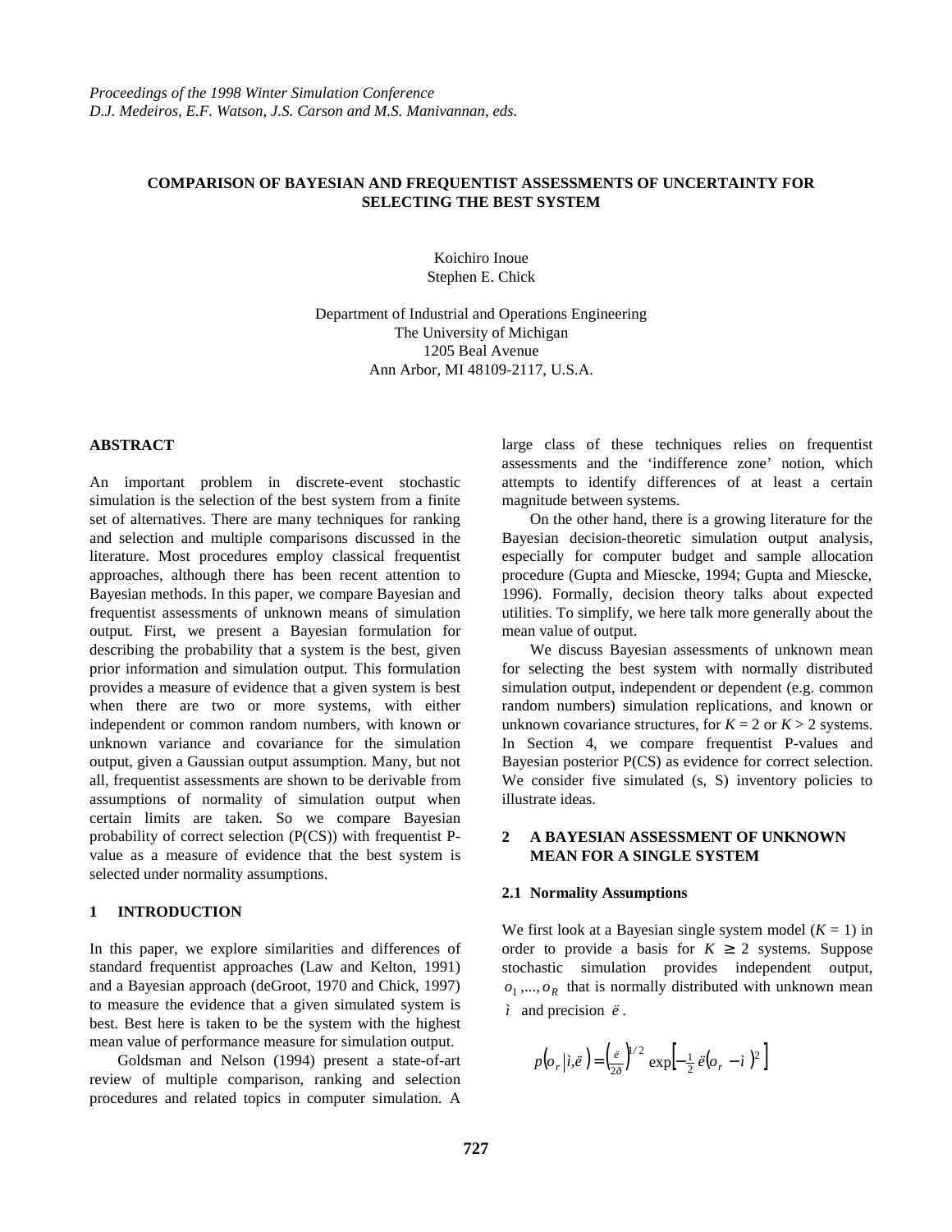# COMPARISON OF BAYESIAN AND FREQUENTIST ASSESSMENTS OF UNCERTAINTY FOR SELECTING THE BEST SYSTEM

Koichiro Inoue
Stephen E. Chick

Department of Industrial and Operations Engineering
The University of Michigan
1205 Beal Avenue
Ann Arbor, MI 48109-2117, U.S.A.

## ABSTRACT

An important problem in discrete-event stochastic simulation is the selection of the best system from a finite set of alternatives. There are many techniques for ranking and selection and multiple comparisons discussed in the literature. Most procedures employ classical frequentist approaches, although there has been recent attention to Bayesian methods. In this paper, we compare Bayesian and frequentist assessments of unknown means of simulation output. First, we present a Bayesian formulation for describing the probability that a system is the best, given prior information and simulation output. This formulation provides a measure of evidence that a given system is best when there are two or more systems, with either independent or common random numbers, with known or unknown variance and covariance for the simulation output, given a Gaussian output assumption. Many, but not all, frequentist assessments are shown to be derivable from assumptions of normality of simulation output when certain limits are taken. So we compare Bayesian probability of correct selection (P(CS)) with frequentist P-value as a measure of evidence that the best system is selected under normality assumptions.

## 1 INTRODUCTION

In this paper, we explore similarities and differences of standard frequentist approaches (Law and Kelton, 1991) and a Bayesian approach (deGroot, 1970 and Chick, 1997) to measure the evidence that a given simulated system is best. Best here is taken to be the system with the highest mean value of performance measure for simulation output.

Goldsman and Nelson (1994) present a state-of-art review of multiple comparison, ranking and selection procedures and related topics in computer simulation. A large class of these techniques relies on frequentist assessments and the 'indifference zone' notion, which attempts to identify differences of at least a certain magnitude between systems.

On the other hand, there is a growing literature for the Bayesian decision-theoretic simulation output analysis, especially for computer budget and sample allocation procedure (Gupta and Miescke, 1994; Gupta and Miescke, 1996). Formally, decision theory talks about expected utilities. To simplify, we here talk more generally about the mean value of output.

We discuss Bayesian assessments of unknown mean for selecting the best system with normally distributed simulation output, independent or dependent (e.g. common random numbers) simulation replications, and known or unknown covariance structures, for $K = 2$ or $K > 2$ systems. In Section 4, we compare frequentist P-values and Bayesian posterior P(CS) as evidence for correct selection. We consider five simulated (s, S) inventory policies to illustrate ideas.

## 2 A BAYESIAN ASSESSMENT OF UNKNOWN MEAN FOR A SINGLE SYSTEM

### 2.1 Normality Assumptions

We first look at a Bayesian single system model ($K = 1$) in order to provide a basis for $K \geq 2$ systems. Suppose stochastic simulation provides independent output, $o_1, ..., o_R$ that is normally distributed with unknown mean $\mu$ and precision $\lambda$.

$$p(o_r | \mu, \lambda) = \left(\frac{\lambda}{2\pi}\right)^{1/2} \exp\left[-\frac{1}{2}\lambda(o_r - \mu)^2\right]$$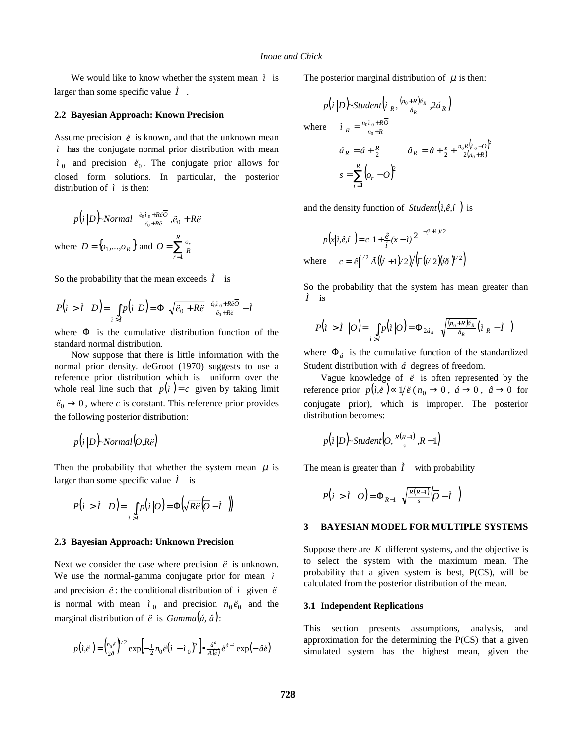We would like to know whether the system mean $\mu$ is larger than some specific value $M$.

### 2.2 Bayesian Approach: Known Precision

Assume precision $\lambda$ is known, and that the unknown mean $\mu$ has the conjugate normal prior distribution with mean $\mu_0$ and precision $\lambda_0$. The conjugate prior allows for closed form solutions. In particular, the posterior distribution of $\mu$ is then:

$$p(\mu|D) \sim Normal\left(\frac{\lambda_0\mu_0 + R\lambda\overline{O}}{\lambda_0 + R\lambda}, \lambda_0 + R\lambda\right)$$

where $D = \{o_1, ..., o_R\}$ and $\overline{O} = \sum_{r=1}^{R} \frac{o_r}{R}$

So the probability that the mean exceeds $M$ is

$$P(\mu > M|D) = \int_{\mu > M} p(\mu|D) = \Phi\left(\sqrt{\lambda_0 + R\lambda}\left(\frac{\lambda_0\mu_0 + R\lambda\overline{O}}{\lambda_0 + R\lambda} - M\right)\right)$$

where $\Phi$ is the cumulative distribution function of the standard normal distribution.

Now suppose that there is little information with the normal prior density. deGroot (1970) suggests to use a reference prior distribution which is uniform over the whole real line such that $p(\mu) = c$ given by taking limit $\lambda_0 \to 0$, where *c* is constant. This reference prior provides the following posterior distribution:

$$p(\mu|D) \sim Normal(\overline{O}, R\lambda)$$

Then the probability that whether the system mean $\mu$ is larger than some specific value $M$ is

$$P(\mu > M|D) = \int_{\mu > M} p(\mu|O) = \Phi\left(\sqrt{R\lambda}\left(\overline{O} - M\right)\right)$$

### 2.3 Bayesian Approach: Unknown Precision

Next we consider the case where precision $\lambda$ is unknown. We use the normal-gamma conjugate prior for mean $\mu$ and precision $\lambda$: the conditional distribution of $\mu$ given $\lambda$ is normal with mean $\mu_0$ and precision $n_0\lambda_0$ and the marginal distribution of $\lambda$ is $Gamma(\alpha, \beta)$:

$$p(\mu, \lambda) = \left(\frac{n_0\lambda}{2\pi}\right)^{1/2} \exp\left[-\frac{1}{2}n_0\lambda(\mu - \mu_0)^2\right] \bullet \frac{\beta^\alpha}{\Gamma(\alpha)}\lambda^{\alpha-1}\exp(-\beta\lambda)$$

The posterior marginal distribution of $\mu$ is then:

$$p(\mu|D) \sim Student\left(\mu_R, \frac{(n_0 + R)\alpha_R}{\beta_R}, 2\alpha_R\right)$$

where $\mu_R = \frac{n_0\mu_0 + R\overline{O}}{n_0 + R}$

$$\alpha_R = \alpha + \frac{R}{2} \qquad \beta_R = \beta + \frac{s}{2} + \frac{n_0 R\left(\mu_0 - \overline{O}\right)^2}{2(n_0 + R)}$$

$$s = \sum_{r=1}^{R}\left(o_r - \overline{O}\right)^2$$

and the density function of $Student(\mu, \kappa, \nu)$ is

$$p(x|\mu, \kappa, \nu) = c\left[1 + \frac{\kappa}{\nu}(x - \mu)^2\right]^{-(\nu+1)/2}$$

where $c = |\kappa|^{1/2}\,\Gamma((\nu+1)/2)\big/\left(\Gamma(\nu/2)(\nu\pi)^{1/2}\right)$

So the probability that the system has mean greater than $M$ is

$$P(\mu > M|O) = \int_{\mu > M} p(\mu|O) = \Phi_{2\alpha_R}\left(\sqrt{\frac{(n_0 + R)\alpha_R}{\beta_R}}\left(\mu_R - M\right)\right)$$

where $\Phi_\alpha$ is the cumulative function of the standardized Student distribution with $\alpha$ degrees of freedom.

Vague knowledge of $\lambda$ is often represented by the reference prior $p(\mu, \lambda) \propto 1/\lambda$ ($n_0 \to 0$, $\alpha \to 0$, $\beta \to 0$ for conjugate prior), which is improper. The posterior distribution becomes:

$$p(\mu|D) \sim Student\left(\overline{O}, \frac{R(R-1)}{s}, R-1\right)$$

The mean is greater than $M$ with probability

$$P(\mu > M|O) = \Phi_{R-1}\left(\sqrt{\frac{R(R-1)}{s}}\left(\overline{O} - M\right)\right)$$

## 3 BAYESIAN MODEL FOR MULTIPLE SYSTEMS

Suppose there are $K$ different systems, and the objective is to select the system with the maximum mean. The probability that a given system is best, P(CS), will be calculated from the posterior distribution of the mean.

### 3.1 Independent Replications

This section presents assumptions, analysis, and approximation for the determining the P(CS) that a given simulated system has the highest mean, given the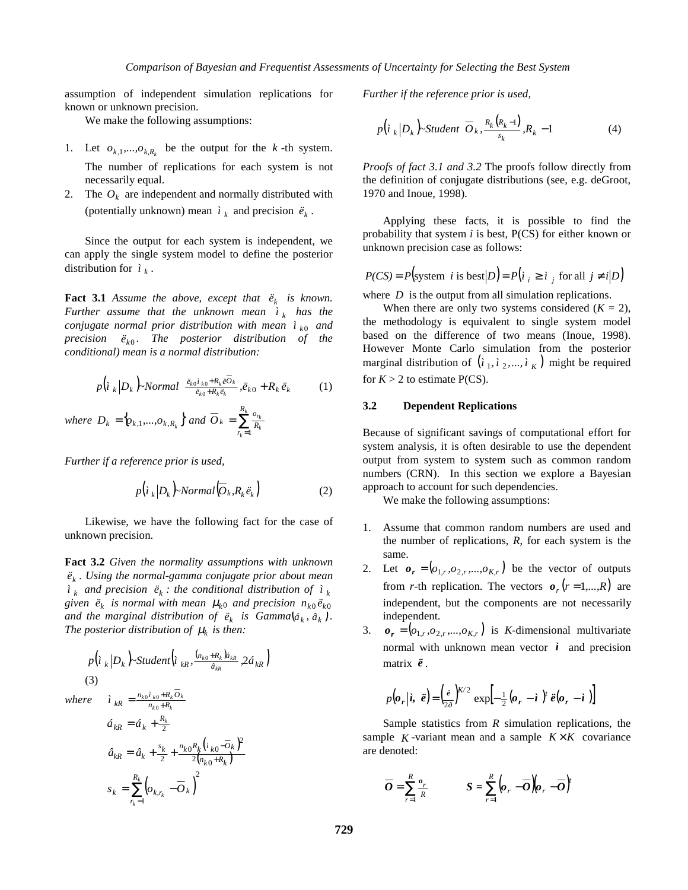assumption of independent simulation replications for known or unknown precision.

We make the following assumptions:

1. Let $o_{k,1},...,o_{k,R_k}$ be the output for the $k$-th system. The number of replications for each system is not necessarily equal.
2. The $O_k$ are independent and normally distributed with (potentially unknown) mean $\mu_k$ and precision $\lambda_k$.

Since the output for each system is independent, we can apply the single system model to define the posterior distribution for $\mu_k$.

**Fact 3.1** *Assume the above, except that $\lambda_k$ is known. Further assume that the unknown mean $\mu_k$ has the conjugate normal prior distribution with mean $\mu_{k0}$ and precision $\lambda_{k0}$. The posterior distribution of the conditional) mean is a normal distribution:*

$$p(\mu_k | D_k) \sim Normal\left(\frac{\lambda_{k0}\mu_{k0} + R_k \lambda \overline{O}_k}{\lambda_{k0} + R_k \lambda_k}, \lambda_{k0} + R_k \lambda_k\right) \quad (1)$$

*where* $D_k = \{o_{k,1},...,o_{k,R_k}\}$ *and* $\overline{O}_k = \sum_{r_k=1}^{R_k} \frac{o_{r_k}}{R_k}$

*Further if a reference prior is used,*

$$p(\mu_k | D_k) \sim Normal(\overline{O}_k, R_k \lambda_k) \quad (2)$$

Likewise, we have the following fact for the case of unknown precision.

**Fact 3.2** *Given the normality assumptions with unknown $\lambda_k$. Using the normal-gamma conjugate prior about mean $\mu_k$ and precision $\lambda_k$: the conditional distribution of $\mu_k$ given $\lambda_k$ is normal with mean $\mu_{k0}$ and precision $n_{k0}\lambda_{k0}$ and the marginal distribution of $\lambda_k$ is $Gamma(\alpha_k, \beta_k)$. The posterior distribution of $\mu_k$ is then:*

$$p(\mu_k | D_k) \sim Student\left(\mu_{kR}, \frac{(n_{k0} + R_k)\alpha_{kR}}{\beta_{kR}}, 2\alpha_{kR}\right) \quad (3)$$

where
$$\mu_{kR} = \frac{n_{k0}\mu_{k0} + R_k \overline{O}_k}{n_{k0} + R_k}$$
$$\alpha_{kR} = \alpha_k + \frac{R_k}{2}$$
$$\beta_{kR} = \beta_k + \frac{s_k}{2} + \frac{n_{k0} R_k (\mu_{k0} - \overline{O}_k)^2}{2(n_{k0} + R_k)}$$
$$s_k = \sum_{r_k=1}^{R_k} \left(o_{k,r_k} - \overline{O}_k\right)^2$$

*Further if the reference prior is used,*

$$p(\mu_k | D_k) \sim Student\left(\overline{O}_k, \frac{R_k(R_k - 1)}{s_k}, R_k - 1\right) \quad (4)$$

*Proofs of fact 3.1 and 3.2* The proofs follow directly from the definition of conjugate distributions (see, e.g. deGroot, 1970 and Inoue, 1998).

Applying these facts, it is possible to find the probability that system *i* is best, P(CS) for either known or unknown precision case as follows:

$$P(CS) = P(\text{system } i \text{ is best} | D) = P(\mu_i \geq \mu_j \text{ for all } j \neq i | D)$$

where $D$ is the output from all simulation replications.

When there are only two systems considered ($K$ = 2), the methodology is equivalent to single system model based on the difference of two means (Inoue, 1998). However Monte Carlo simulation from the posterior marginal distribution of $(\mu_1, \mu_2, ..., \mu_K)$ might be required for $K > 2$ to estimate P(CS).

### 3.2 Dependent Replications

Because of significant savings of computational effort for system analysis, it is often desirable to use the dependent output from system to system such as common random numbers (CRN). In this section we explore a Bayesian approach to account for such dependencies.

We make the following assumptions:

1. Assume that common random numbers are used and the number of replications, *R*, for each system is the same.
2. Let $\boldsymbol{o_r} = (o_{1,r}, o_{2,r}, ..., o_{K,r})$ be the vector of outputs from *r*-th replication. The vectors $\boldsymbol{o}_r\ (r = 1,...,R)$ are independent, but the components are not necessarily independent.
3. $\boldsymbol{o_r} = (o_{1,r}, o_{2,r}, ..., o_{K,r})$ is *K*-dimensional multivariate normal with unknown mean vector $\boldsymbol{\mu}$ and precision matrix $\boldsymbol{\lambda}$.

$$p(\boldsymbol{o_r} | \boldsymbol{\mu}, \boldsymbol{\lambda}) = \left(\frac{\boldsymbol{\lambda}}{2\pi}\right)^{K/2} \exp\left[-\frac{1}{2}(\boldsymbol{o_r} - \boldsymbol{\mu})^t \boldsymbol{\lambda} (\boldsymbol{o_r} - \boldsymbol{\mu})\right]$$

Sample statistics from *R* simulation replications, the sample $K$-variant mean and a sample $K \times K$ covariance are denoted:

$$\overline{\boldsymbol{O}} = \sum_{r=1}^{R} \frac{\boldsymbol{o}_r}{R} \qquad \boldsymbol{S} = \sum_{r=1}^{R} (\boldsymbol{o}_r - \overline{\boldsymbol{O}})(\boldsymbol{o}_r - \overline{\boldsymbol{O}})^t$$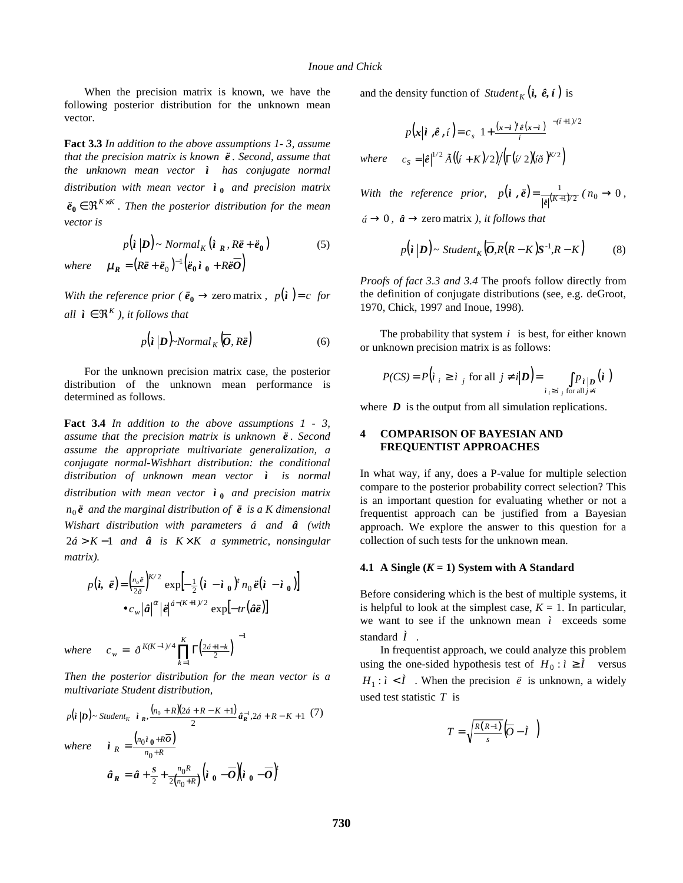When the precision matrix is known, we have the following posterior distribution for the unknown mean vector.

**Fact 3.3** *In addition to the above assumptions 1- 3, assume that the precision matrix is known $\lambda$. Second, assume that the unknown mean vector $\mu$ has conjugate normal distribution with mean vector $\mu_0$ and precision matrix $\lambda_0 \in \Re^{K\times K}$. Then the posterior distribution for the mean vector is*

$$p(\mu\,|D) \sim Normal_K\left(\mu_R, R\lambda + \lambda_0\right) \tag{5}$$

*where* $\quad \mu_R = (R\lambda + \lambda_0)^{-1}\left(\lambda_0\mu_0 + R\lambda\overline{O}\right)$

*With the reference prior ( $\lambda_0 \to$ zero matrix , $p(\mu) = c$ for all $\mu \in \Re^K$ ), it follows that*

$$p(\mu\,|D) \sim Normal_K\left(\overline{O}, R\lambda\right) \tag{6}$$

For the unknown precision matrix case, the posterior distribution of the unknown mean performance is determined as follows.

**Fact 3.4** *In addition to the above assumptions 1 - 3, assume that the precision matrix is unknown $\lambda$. Second assume the appropriate multivariate generalization, a conjugate normal-Wishhart distribution: the conditional distribution of unknown mean vector $\mu$ is normal distribution with mean vector $\mu_0$ and precision matrix $n_0\lambda$ and the marginal distribution of $\lambda$ is a K dimensional Wishart distribution with parameters $\alpha$ and $\beta$ (with $2\alpha > K-1$ and $\beta$ is $K \times K$ a symmetric, nonsingular matrix).*

$$p(\mu, \lambda) = \left(\tfrac{n_0\lambda}{2\pi}\right)^{K/2} \exp\left[-\tfrac{1}{2}(\mu - \mu_0)^t n_0\lambda(\mu - \mu_0)\right]$$
$$\bullet\, c_w |\beta|^{\alpha} |\lambda|^{\alpha-(K+1)/2} \exp[-tr(\beta\lambda)]$$

*where* $\quad c_w = \left(\pi^{K(K-1)/4}\prod_{k=1}^{K}\Gamma\left(\tfrac{2\alpha+1-k}{2}\right)\right)^{-1}$

*Then the posterior distribution for the mean vector is a multivariate Student distribution,*

$$p(\mu\,|D) \sim Student_K\left(\mu_R, \frac{(n_0+R)(2\alpha+R-K+1)}{2}\beta_R^{-1}, 2\alpha+R-K+1\right) \tag{7}$$

*where* $\quad \mu_R = \frac{(n_0\mu_0 + R\overline{O})}{n_0+R}$

$$\beta_R = \beta + \frac{S}{2} + \frac{n_0 R}{2(n_0+R)}\left(\mu_0 - \overline{O}\right)\left(\mu_0 - \overline{O}\right)^t$$

and the density function of $Student_K(\mu, \kappa, \nu)$ is

$$p(x\,|\mu, \kappa, \nu) = c_s\left(1 + \frac{(x-\mu)^t\kappa(x-\mu)}{\nu}\right)^{-(\nu+1)/2}$$

*where* $\quad c_S = |\kappa|^{1/2}\,\Gamma\left((\nu+K)/2\right)/\left(\Gamma(\nu/2)(\nu\pi)^{K/2}\right)$

*With the reference prior,* $p(\mu, \lambda) = \frac{1}{|\lambda|^{(K+1)/2}}$ *( $n_0 \to 0$, $\alpha \to 0$, $\beta \to$ zero matrix ), it follows that*

$$p(\mu\,|D) \sim Student_K\left(\overline{O}, R(R-K)S^{-1}, R-K\right) \tag{8}$$

*Proofs of fact 3.3 and 3.4* The proofs follow directly from the definition of conjugate distributions (see, e.g. deGroot, 1970, Chick, 1997 and Inoue, 1998).

The probability that system $i$ is best, for either known or unknown precision matrix is as follows:

$$P(CS) = P\left(\mu_i \geq \mu_j \text{ for all } j \neq i \,|\, D\right) = \int_{\mu_i \geq \mu_j \text{ for all } j\neq i} p_{\mu|D}(\mu)$$

where $D$ is the output from all simulation replications.

## 4 COMPARISON OF BAYESIAN AND FREQUENTIST APPROACHES

In what way, if any, does a P-value for multiple selection compare to the posterior probability correct selection? This is an important question for evaluating whether or not a frequentist approach can be justified from a Bayesian approach. We explore the answer to this question for a collection of such tests for the unknown mean.

### 4.1 A Single ($K$ = 1) System with A Standard

Before considering which is the best of multiple systems, it is helpful to look at the simplest case, $K$ = 1. In particular, we want to see if the unknown mean $\mu$ exceeds some standard $M$.

In frequentist approach, we could analyze this problem using the one-sided hypothesis test of $H_0: \mu \geq M$ versus $H_1: \mu < M$. When the precision $\lambda$ is unknown, a widely used test statistic $T$ is

$$T = \sqrt{\tfrac{R(R-1)}{s}}\left(\overline{O} - M\right)$$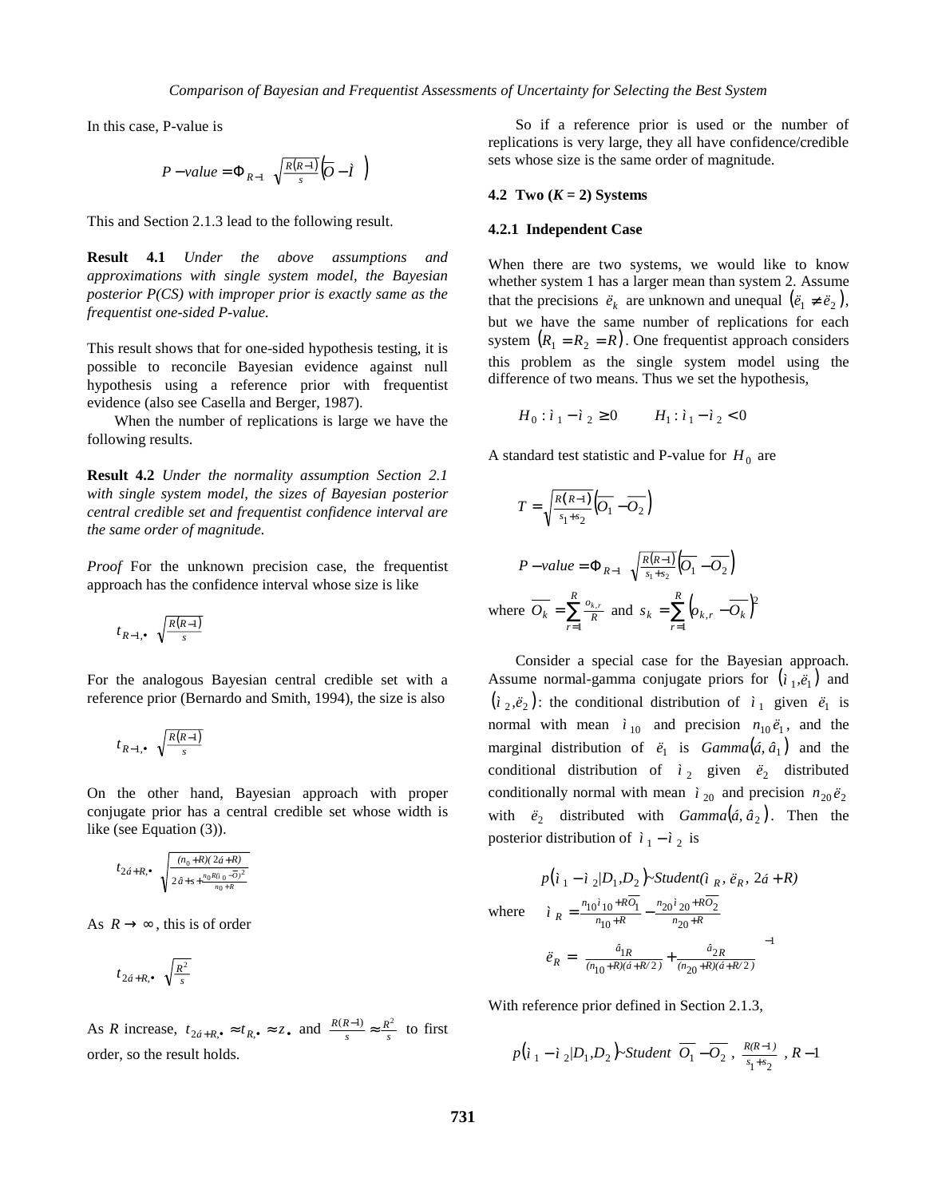In this case, P-value is

$$P-value = \Phi_{R-1}\left(\sqrt{\tfrac{R(R-1)}{s}}\left(\overline{O}-\mu\right)\right)$$

This and Section 2.1.3 lead to the following result.

**Result 4.1** *Under the above assumptions and approximations with single system model, the Bayesian posterior P(CS) with improper prior is exactly same as the frequentist one-sided P-value.*

This result shows that for one-sided hypothesis testing, it is possible to reconcile Bayesian evidence against null hypothesis using a reference prior with frequentist evidence (also see Casella and Berger, 1987).

When the number of replications is large we have the following results.

**Result 4.2** *Under the normality assumption Section 2.1 with single system model, the sizes of Bayesian posterior central credible set and frequentist confidence interval are the same order of magnitude.*

*Proof* For the unknown precision case, the frequentist approach has the confidence interval whose size is like

$$t_{R-1,\bullet}\sqrt{\tfrac{R(R-1)}{s}}$$

For the analogous Bayesian central credible set with a reference prior (Bernardo and Smith, 1994), the size is also

$$t_{R-1,\bullet}\sqrt{\tfrac{R(R-1)}{s}}$$

On the other hand, Bayesian approach with proper conjugate prior has a central credible set whose width is like (see Equation (3)).

$$t_{2\alpha+R,\bullet}\sqrt{\frac{(n_0+R)(2\alpha+R)}{2\beta+s+\frac{n_0R(\mu_0-\overline{O})^2}{n_0+R}}}$$

As $R\to\infty$, this is of order

$$t_{2\alpha+R,\bullet}\sqrt{\tfrac{R^2}{s}}$$

As *R* increase, $t_{2\alpha+R,\bullet}\approx t_{R,\bullet}\approx z_{\bullet}$ and $\frac{R(R-1)}{s}\approx\frac{R^2}{s}$ to first order, so the result holds.

So if a reference prior is used or the number of replications is very large, they all have confidence/credible sets whose size is the same order of magnitude.

### 4.2 Two (*K* = 2) Systems

#### 4.2.1 Independent Case

When there are two systems, we would like to know whether system 1 has a larger mean than system 2. Assume that the precisions $\lambda_k$ are unknown and unequal $(\lambda_1\neq\lambda_2)$, but we have the same number of replications for each system $(R_1=R_2=R)$. One frequentist approach considers this problem as the single system model using the difference of two means. Thus we set the hypothesis,

$$H_0:\mu_1-\mu_2\geq 0 \qquad H_1:\mu_1-\mu_2<0$$

A standard test statistic and P-value for $H_0$ are

$$T=\sqrt{\tfrac{R(R-1)}{s_1+s_2}}\left(\overline{O_1}-\overline{O_2}\right)$$

$$P-value=\Phi_{R-1}\left(\sqrt{\tfrac{R(R-1)}{s_1+s_2}}\left(\overline{O_1}-\overline{O_2}\right)\right)$$

where $\overline{O_k}=\sum_{r=1}^{R}\frac{o_{k,r}}{R}$ and $s_k=\sum_{r=1}^{R}\left(o_{k,r}-\overline{O_k}\right)^2$

Consider a special case for the Bayesian approach. Assume normal-gamma conjugate priors for $(\mu_1,\lambda_1)$ and $(\mu_2,\lambda_2)$: the conditional distribution of $\mu_1$ given $\lambda_1$ is normal with mean $\mu_{10}$ and precision $n_{10}\lambda_1$, and the marginal distribution of $\lambda_1$ is $Gamma(\alpha,\beta_1)$ and the conditional distribution of $\mu_2$ given $\lambda_2$ distributed conditionally normal with mean $\mu_{20}$ and precision $n_{20}\lambda_2$ with $\lambda_2$ distributed with $Gamma(\alpha,\beta_2)$. Then the posterior distribution of $\mu_1-\mu_2$ is

$$p\left(\mu_1-\mu_2|D_1,D_2\right)\sim Student(\mu_R,\lambda_R,2\alpha+R)$$

where
$$\mu_R=\frac{n_{10}\mu_{10}+R\overline{O_1}}{n_{10}+R}-\frac{n_{20}\mu_{20}+R\overline{O_2}}{n_{20}+R}$$

$$\lambda_R=\left(\frac{\beta_{1R}}{(n_{10}+R)(\alpha+R/2)}+\frac{\beta_{2R}}{(n_{20}+R)(\alpha+R/2)}\right)^{-1}$$

With reference prior defined in Section 2.1.3,

$$p\left(\mu_1-\mu_2|D_1,D_2\right)\sim Student\left(\overline{O_1}-\overline{O_2},\ \tfrac{R(R-1)}{s_1+s_2},\ R-1\right)$$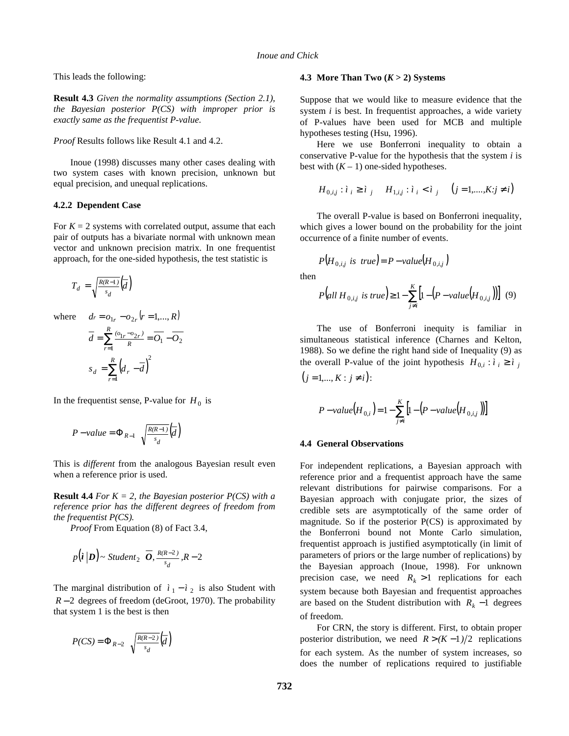This leads the following:

**Result 4.3** *Given the normality assumptions (Section 2.1), the Bayesian posterior P(CS) with improper prior is exactly same as the frequentist P-value.*

*Proof* Results follows like Result 4.1 and 4.2.

Inoue (1998) discusses many other cases dealing with two system cases with known precision, unknown but equal precision, and unequal replications.

### 4.2.2 Dependent Case

For $K = 2$ systems with correlated output, assume that each pair of outputs has a bivariate normal with unknown mean vector and unknown precision matrix. In one frequentist approach, for the one-sided hypothesis, the test statistic is

$$T_d = \sqrt{\tfrac{R(R-1)}{s_d}}\left(\overline{d}\right)$$

where
$$d_r = o_{1r} - o_{2r} \; (r = 1,..., R)$$
$$\overline{d} = \sum_{r=1}^{R} \tfrac{(o_{1r} - o_{2r})}{R} = \overline{O_1} - \overline{O_2}$$
$$s_d = \sum_{r=1}^{R} \left(d_r - \overline{d}\right)^2$$

In the frequentist sense, P-value for $H_0$ is

$$P - value = \Phi_{R-1}\left(\sqrt{\tfrac{R(R-1)}{s_d}}\left(\overline{d}\right)\right)$$

This is *different* from the analogous Bayesian result even when a reference prior is used.

**Result 4.4** *For K = 2, the Bayesian posterior P(CS) with a reference prior has the different degrees of freedom from the frequentist P(CS).*

*Proof* From Equation (8) of Fact 3.4,

$$p\left(\boldsymbol{\mu} \,\middle|\, \boldsymbol{D}\right) \sim Student_2\left(\overline{\boldsymbol{O}}, \tfrac{R(R-2)}{s_d}, R-2\right)$$

The marginal distribution of $\mu_1 - \mu_2$ is also Student with $R-2$ degrees of freedom (deGroot, 1970). The probability that system 1 is the best is then

$$P(CS) = \Phi_{R-2}\left(\sqrt{\tfrac{R(R-2)}{s_d}}\left(\overline{d}\right)\right)$$

### 4.3 More Than Two ($K > 2$) Systems

Suppose that we would like to measure evidence that the system $i$ is best. In frequentist approaches, a wide variety of P-values have been used for MCB and multiple hypotheses testing (Hsu, 1996).

Here we use Bonferroni inequality to obtain a conservative P-value for the hypothesis that the system $i$ is best with $(K – 1)$ one-sided hypotheses.

$$H_{0,i,j} : \mu_i \geq \mu_j \quad H_{1,i,j} : \mu_i < \mu_j \quad \left(j = 1,....,K\!:\!j \neq i\right)$$

The overall P-value is based on Bonferroni inequality, which gives a lower bound on the probability for the joint occurrence of a finite number of events.

$$P\left(H_{0,i,j} \text{ is true}\right) = P - value\left(H_{0,i,j}\right)$$

then

$$P\left(\text{all } H_{0,i,j} \text{ is true}\right) \geq 1 - \sum_{j \neq i}^{K}\left[1 - \left(P - value\left(H_{0,i,j}\right)\right)\right] \quad (9)$$

The use of Bonferroni inequity is familiar in simultaneous statistical inference (Charnes and Kelton, 1988). So we define the right hand side of Inequality (9) as the overall P-value of the joint hypothesis $H_{0,i} : \mu_i \geq \mu_j$ $\left(j = 1,..., K : j \neq i\right)$:

$$P - value\left(H_{0,i}\right) = 1 - \sum_{j \neq i}^{K}\left[1 - \left(P - value\left(H_{0,i,j}\right)\right)\right]$$

### 4.4 General Observations

For independent replications, a Bayesian approach with reference prior and a frequentist approach have the same relevant distributions for pairwise comparisons. For a Bayesian approach with conjugate prior, the sizes of credible sets are asymptotically of the same order of magnitude. So if the posterior P(CS) is approximated by the Bonferroni bound not Monte Carlo simulation, frequentist approach is justified asymptotically (in limit of parameters of priors or the large number of replications) by the Bayesian approach (Inoue, 1998). For unknown precision case, we need $R_k > 1$ replications for each system because both Bayesian and frequentist approaches are based on the Student distribution with $R_k - 1$ degrees of freedom.

For CRN, the story is different. First, to obtain proper posterior distribution, we need $R > (K-1)/2$ replications for each system. As the number of system increases, so does the number of replications required to justifiable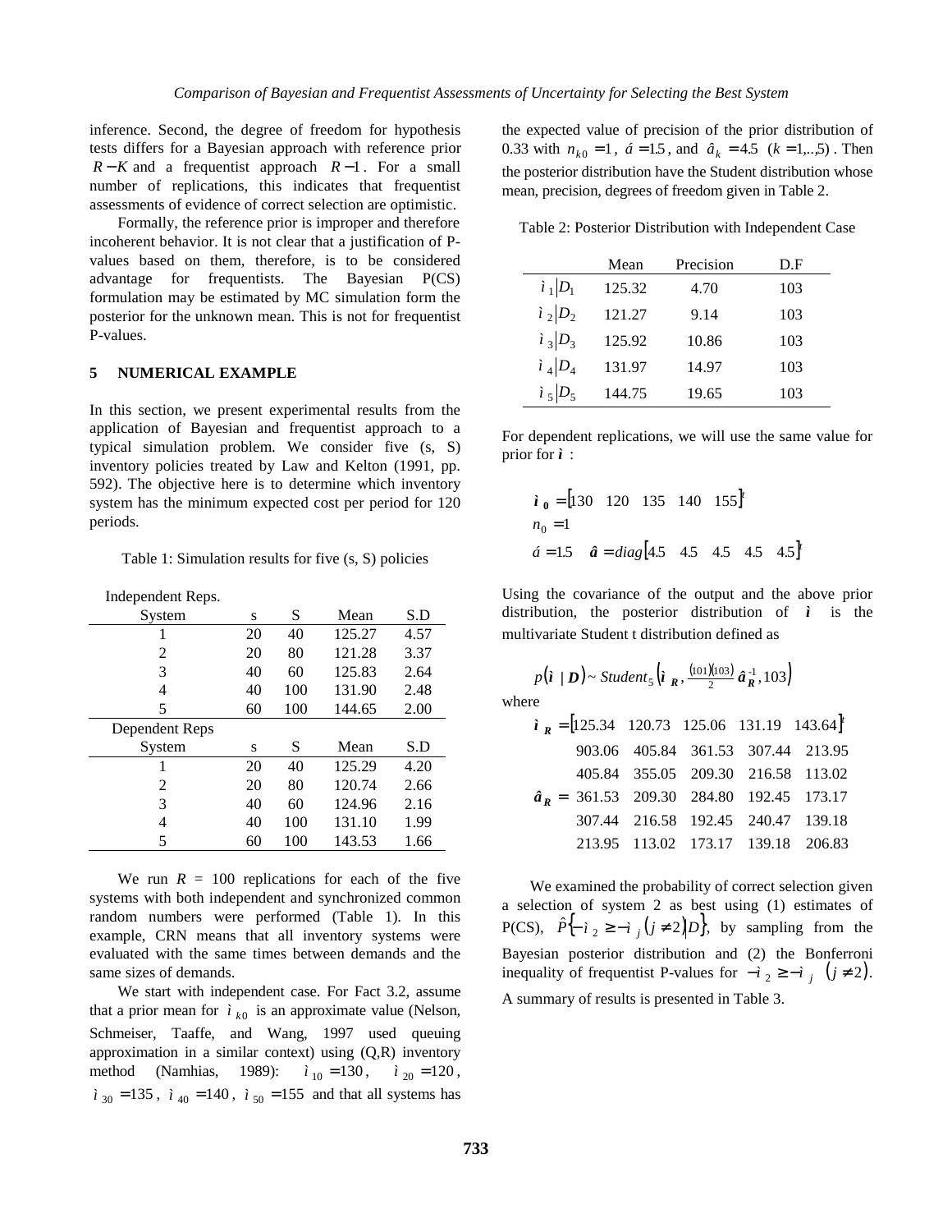inference. Second, the degree of freedom for hypothesis tests differs for a Bayesian approach with reference prior $R-K$ and a frequentist approach $R-1$. For a small number of replications, this indicates that frequentist assessments of evidence of correct selection are optimistic.

Formally, the reference prior is improper and therefore incoherent behavior. It is not clear that a justification of P-values based on them, therefore, is to be considered advantage for frequentists. The Bayesian P(CS) formulation may be estimated by MC simulation form the posterior for the unknown mean. This is not for frequentist P-values.

## 5 NUMERICAL EXAMPLE

In this section, we present experimental results from the application of Bayesian and frequentist approach to a typical simulation problem. We consider five (s, S) inventory policies treated by Law and Kelton (1991, pp. 592). The objective here is to determine which inventory system has the minimum expected cost per period for 120 periods.

Table 1: Simulation results for five (s, S) policies

| System | s | S | Mean | S.D |
|---|---|---|---|---|
| **Independent Reps.** | | | | |
| 1 | 20 | 40 | 125.27 | 4.57 |
| 2 | 20 | 80 | 121.28 | 3.37 |
| 3 | 40 | 60 | 125.83 | 2.64 |
| 4 | 40 | 100 | 131.90 | 2.48 |
| 5 | 60 | 100 | 144.65 | 2.00 |
| **Dependent Reps** | | | | |
| 1 | 20 | 40 | 125.29 | 4.20 |
| 2 | 20 | 80 | 120.74 | 2.66 |
| 3 | 40 | 60 | 124.96 | 2.16 |
| 4 | 40 | 100 | 131.10 | 1.99 |
| 5 | 60 | 100 | 143.53 | 1.66 |

We run $R$ = 100 replications for each of the five systems with both independent and synchronized common random numbers were performed (Table 1). In this example, CRN means that all inventory systems were evaluated with the same times between demands and the same sizes of demands.

We start with independent case. For Fact 3.2, assume that a prior mean for $\mu_{k0}$ is an approximate value (Nelson, Schmeiser, Taaffe, and Wang, 1997 used queuing approximation in a similar context) using (Q,R) inventory method (Namhias, 1989): $\mu_{10}=130$, $\mu_{20}=120$, $\mu_{30}=135$, $\mu_{40}=140$, $\mu_{50}=155$ and that all systems has the expected value of precision of the prior distribution of 0.33 with $n_{k0}=1$, $\alpha=1.5$, and $\beta_k=4.5$ $(k=1,..,5)$. Then the posterior distribution have the Student distribution whose mean, precision, degrees of freedom given in Table 2.

Table 2: Posterior Distribution with Independent Case

| | Mean | Precision | D.F |
|---|---|---|---|
| $\mu_1 \mid D_1$ | 125.32 | 4.70 | 103 |
| $\mu_2 \mid D_2$ | 121.27 | 9.14 | 103 |
| $\mu_3 \mid D_3$ | 125.92 | 10.86 | 103 |
| $\mu_4 \mid D_4$ | 131.97 | 14.97 | 103 |
| $\mu_5 \mid D_5$ | 144.75 | 19.65 | 103 |

For dependent replications, we will use the same value for prior for $\boldsymbol{\mu}$:

$$\boldsymbol{\mu}_0 = [130 \quad 120 \quad 135 \quad 140 \quad 155]^t$$
$$n_0 = 1$$
$$\alpha = 1.5 \quad \boldsymbol{\beta} = diag[4.5 \quad 4.5 \quad 4.5 \quad 4.5 \quad 4.5]^t$$

Using the covariance of the output and the above prior distribution, the posterior distribution of $\boldsymbol{\mu}$ is the multivariate Student t distribution defined as

$$p(\boldsymbol{\mu} \mid \boldsymbol{D}) \sim Student_5\left(\boldsymbol{\mu}_R, \tfrac{(101)(103)}{2}\boldsymbol{\beta}_R^{-1}, 103\right)$$

where

$$\boldsymbol{\mu}_R = [125.34 \quad 120.73 \quad 125.06 \quad 131.19 \quad 143.64]^t$$

$$\boldsymbol{\beta}_R = \begin{matrix} 903.06 & 405.84 & 361.53 & 307.44 & 213.95 \\ 405.84 & 355.05 & 209.30 & 216.58 & 113.02 \\ 361.53 & 209.30 & 284.80 & 192.45 & 173.17 \\ 307.44 & 216.58 & 192.45 & 240.47 & 139.18 \\ 213.95 & 113.02 & 173.17 & 139.18 & 206.83 \end{matrix}$$

We examined the probability of correct selection given a selection of system 2 as best using (1) estimates of P(CS), $\hat{P}\{-\mu_2 \geq -\mu_j (j \neq 2) | D\}$, by sampling from the Bayesian posterior distribution and (2) the Bonferroni inequality of frequentist P-values for $-\mu_2 \geq -\mu_j$ $(j \neq 2)$. A summary of results is presented in Table 3.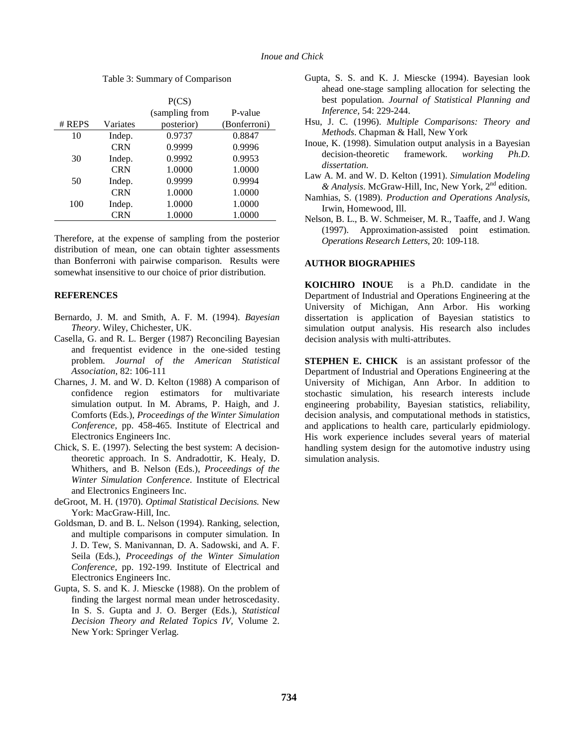Table 3: Summary of Comparison

| # REPS | Variates | P(CS) (sampling from posterior) | P-value (Bonferroni) |
|---|---|---|---|
| 10 | Indep. | 0.9737 | 0.8847 |
| | CRN | 0.9999 | 0.9996 |
| 30 | Indep. | 0.9992 | 0.9953 |
| | CRN | 1.0000 | 1.0000 |
| 50 | Indep. | 0.9999 | 0.9994 |
| | CRN | 1.0000 | 1.0000 |
| 100 | Indep. | 1.0000 | 1.0000 |
| | CRN | 1.0000 | 1.0000 |

Therefore, at the expense of sampling from the posterior distribution of mean, one can obtain tighter assessments than Bonferroni with pairwise comparison. Results were somewhat insensitive to our choice of prior distribution.

## REFERENCES

Bernardo, J. M. and Smith, A. F. M. (1994). *Bayesian Theory*. Wiley, Chichester, UK.

Casella, G. and R. L. Berger (1987) Reconciling Bayesian and frequentist evidence in the one-sided testing problem. *Journal of the American Statistical Association*, 82: 106-111

Charnes, J. M. and W. D. Kelton (1988) A comparison of confidence region estimators for multivariate simulation output. In M. Abrams, P. Haigh, and J. Comforts (Eds.), *Proceedings of the Winter Simulation Conference*, pp. 458-465. Institute of Electrical and Electronics Engineers Inc.

Chick, S. E. (1997). Selecting the best system: A decision-theoretic approach. In S. Andradottir, K. Healy, D. Whithers, and B. Nelson (Eds.), *Proceedings of the Winter Simulation Conference*. Institute of Electrical and Electronics Engineers Inc.

deGroot, M. H. (1970). *Optimal Statistical Decisions.* New York: MacGraw-Hill, Inc.

Goldsman, D. and B. L. Nelson (1994). Ranking, selection, and multiple comparisons in computer simulation. In J. D. Tew, S. Manivannan, D. A. Sadowski, and A. F. Seila (Eds.), *Proceedings of the Winter Simulation Conference*, pp. 192-199. Institute of Electrical and Electronics Engineers Inc.

Gupta, S. S. and K. J. Miescke (1988). On the problem of finding the largest normal mean under hetroscedasity. In S. S. Gupta and J. O. Berger (Eds.), *Statistical Decision Theory and Related Topics IV*, Volume 2. New York: Springer Verlag.

Gupta, S. S. and K. J. Miescke (1994). Bayesian look ahead one-stage sampling allocation for selecting the best population. *Journal of Statistical Planning and Inference*, 54: 229-244.

Hsu, J. C. (1996). *Multiple Comparisons: Theory and Methods*. Chapman & Hall, New York

Inoue, K. (1998). Simulation output analysis in a Bayesian decision-theoretic framework. *working Ph.D. dissertation.*

Law A. M. and W. D. Kelton (1991). *Simulation Modeling & Analysis*. McGraw-Hill, Inc, New York, 2nd edition.

Namhias, S. (1989). *Production and Operations Analysis*, Irwin, Homewood, Ill.

Nelson, B. L., B. W. Schmeiser, M. R., Taaffe, and J. Wang (1997). Approximation-assisted point estimation. *Operations Research Letters*, 20: 109-118.

## AUTHOR BIOGRAPHIES

**KOICHIRO INOUE** is a Ph.D. candidate in the Department of Industrial and Operations Engineering at the University of Michigan, Ann Arbor. His working dissertation is application of Bayesian statistics to simulation output analysis. His research also includes decision analysis with multi-attributes.

**STEPHEN E. CHICK** is an assistant professor of the Department of Industrial and Operations Engineering at the University of Michigan, Ann Arbor. In addition to stochastic simulation, his research interests include engineering probability, Bayesian statistics, reliability, decision analysis, and computational methods in statistics, and applications to health care, particularly epidmiology. His work experience includes several years of material handling system design for the automotive industry using simulation analysis.